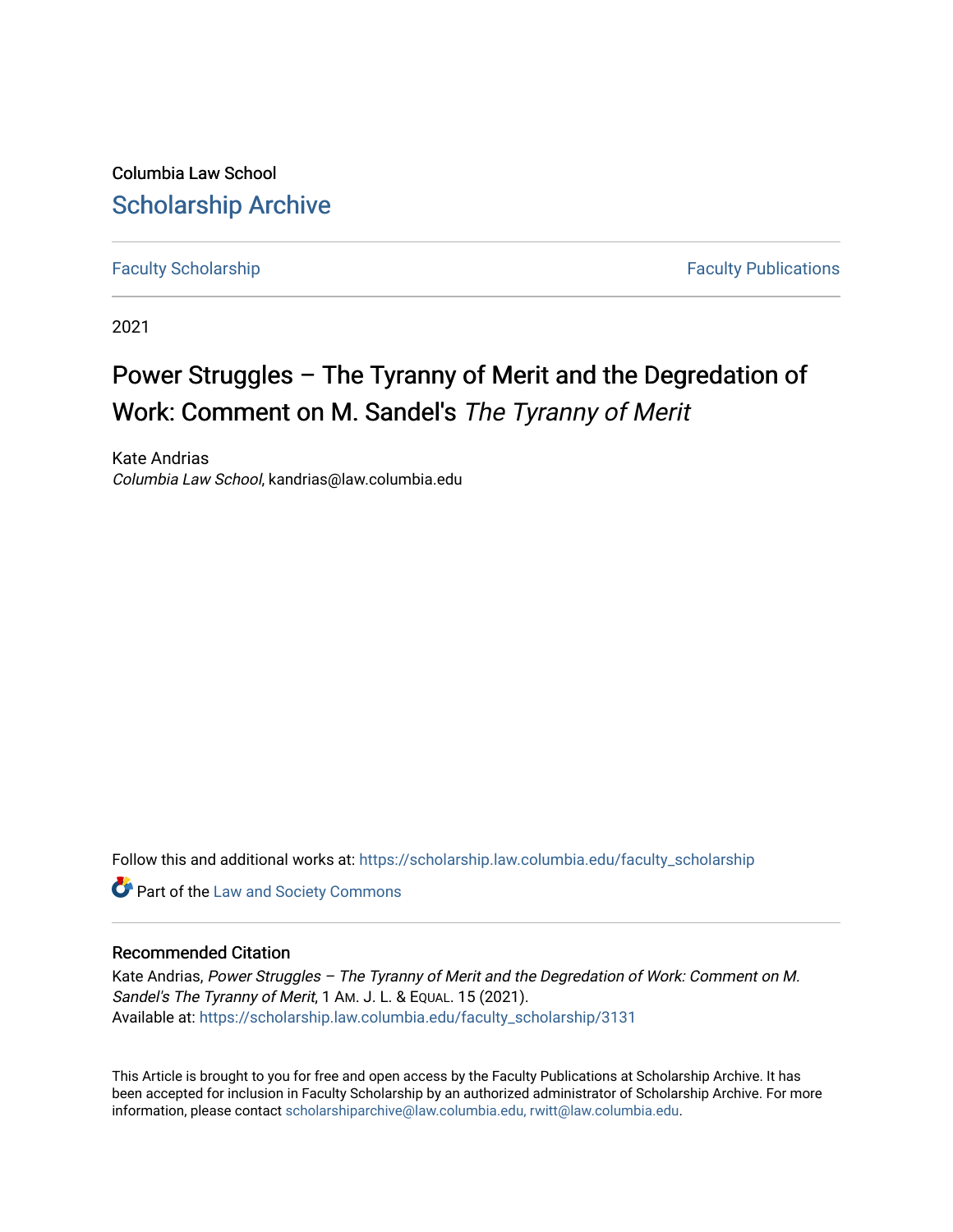Columbia Law School

Scholarship Archive

Faculty Scholarship | Faculty Publications

2021

# Power Struggles – The Tyranny of Merit and the Degredation of Work: Comment on M. Sandel's *The Tyranny of Merit*

Kate Andrias
*Columbia Law School*, kandrias@law.columbia.edu

Follow this and additional works at: https://scholarship.law.columbia.edu/faculty_scholarship

Part of the Law and Society Commons

## Recommended Citation

Kate Andrias, *Power Struggles – The Tyranny of Merit and the Degredation of Work: Comment on M. Sandel's The Tyranny of Merit*, 1 Am. J. L. & Equal. 15 (2021).
Available at: https://scholarship.law.columbia.edu/faculty_scholarship/3131

This Article is brought to you for free and open access by the Faculty Publications at Scholarship Archive. It has been accepted for inclusion in Faculty Scholarship by an authorized administrator of Scholarship Archive. For more information, please contact scholarshiparchive@law.columbia.edu, rwitt@law.columbia.edu.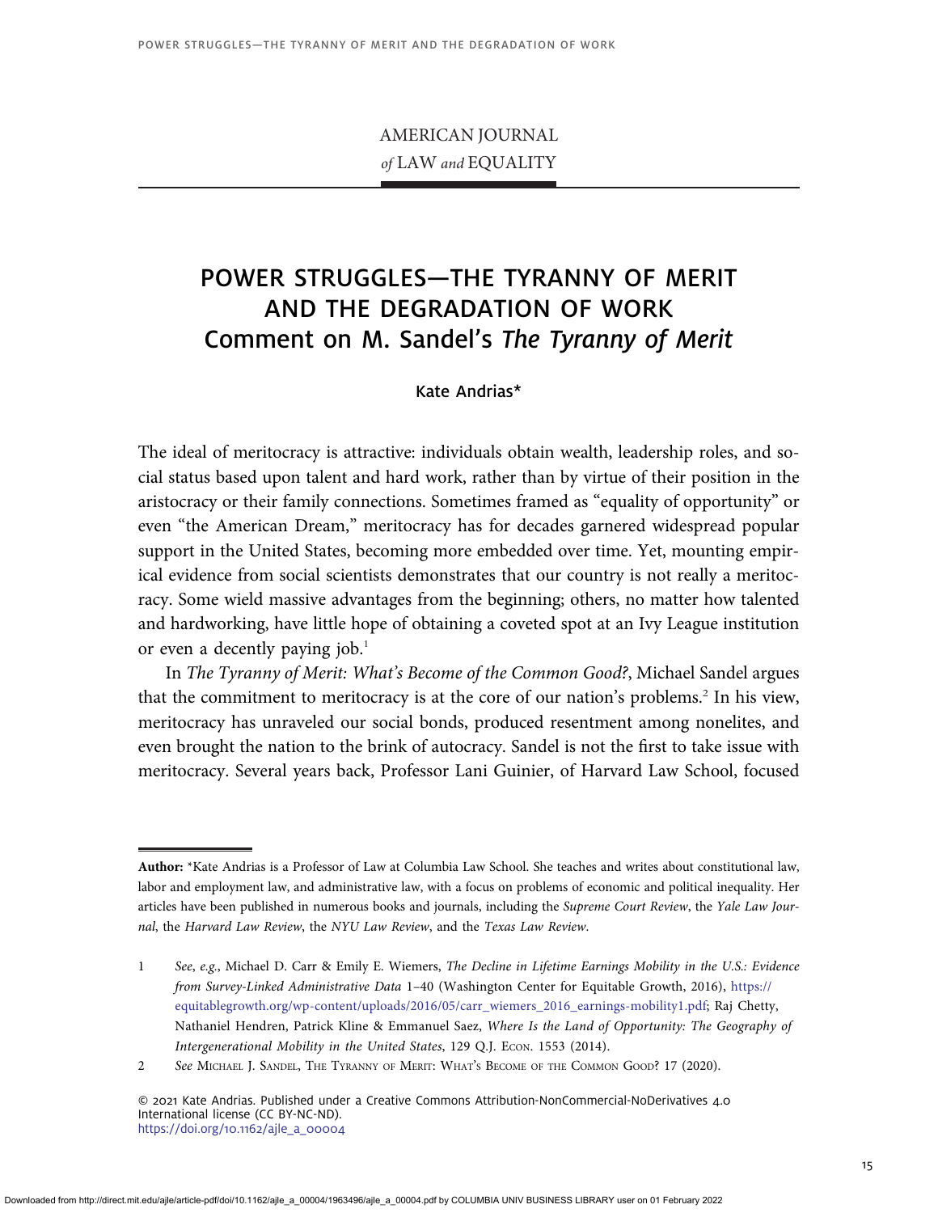AMERICAN JOURNAL
*of* LAW *and* EQUALITY

# POWER STRUGGLES—THE TYRANNY OF MERIT AND THE DEGRADATION OF WORK
## Comment on M. Sandel's *The Tyranny of Merit*

Kate Andrias*

The ideal of meritocracy is attractive: individuals obtain wealth, leadership roles, and social status based upon talent and hard work, rather than by virtue of their position in the aristocracy or their family connections. Sometimes framed as "equality of opportunity" or even "the American Dream," meritocracy has for decades garnered widespread popular support in the United States, becoming more embedded over time. Yet, mounting empirical evidence from social scientists demonstrates that our country is not really a meritocracy. Some wield massive advantages from the beginning; others, no matter how talented and hardworking, have little hope of obtaining a coveted spot at an Ivy League institution or even a decently paying job.[1]

In *The Tyranny of Merit: What's Become of the Common Good?*, Michael Sandel argues that the commitment to meritocracy is at the core of our nation's problems.[2] In his view, meritocracy has unraveled our social bonds, produced resentment among nonelites, and even brought the nation to the brink of autocracy. Sandel is not the first to take issue with meritocracy. Several years back, Professor Lani Guinier, of Harvard Law School, focused

---

**Author:** *Kate Andrias is a Professor of Law at Columbia Law School. She teaches and writes about constitutional law, labor and employment law, and administrative law, with a focus on problems of economic and political inequality. Her articles have been published in numerous books and journals, including the *Supreme Court Review*, the *Yale Law Journal*, the *Harvard Law Review*, the *NYU Law Review*, and the *Texas Law Review*.

1 *See, e.g.*, Michael D. Carr & Emily E. Wiemers, *The Decline in Lifetime Earnings Mobility in the U.S.: Evidence from Survey-Linked Administrative Data* 1–40 (Washington Center for Equitable Growth, 2016), https://equitablegrowth.org/wp-content/uploads/2016/05/carr_wiemers_2016_earnings-mobility1.pdf; Raj Chetty, Nathaniel Hendren, Patrick Kline & Emmanuel Saez, *Where Is the Land of Opportunity: The Geography of Intergenerational Mobility in the United States*, 129 Q.J. Econ. 1553 (2014).

2 *See* Michael J. Sandel, The Tyranny of Merit: What's Become of the Common Good? 17 (2020).

© 2021 Kate Andrias. Published under a Creative Commons Attribution-NonCommercial-NoDerivatives 4.0 International license (CC BY-NC-ND).
https://doi.org/10.1162/ajle_a_00004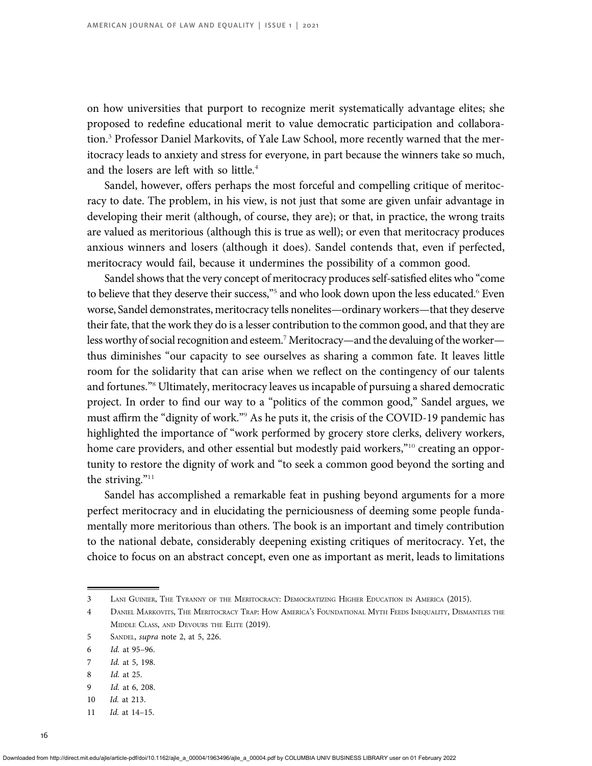on how universities that purport to recognize merit systematically advantage elites; she proposed to redefine educational merit to value democratic participation and collaboration.[3] Professor Daniel Markovits, of Yale Law School, more recently warned that the meritocracy leads to anxiety and stress for everyone, in part because the winners take so much, and the losers are left with so little.[4]

Sandel, however, offers perhaps the most forceful and compelling critique of meritocracy to date. The problem, in his view, is not just that some are given unfair advantage in developing their merit (although, of course, they are); or that, in practice, the wrong traits are valued as meritorious (although this is true as well); or even that meritocracy produces anxious winners and losers (although it does). Sandel contends that, even if perfected, meritocracy would fail, because it undermines the possibility of a common good.

Sandel shows that the very concept of meritocracy produces self-satisfied elites who "come to believe that they deserve their success,"[5] and who look down upon the less educated.[6] Even worse, Sandel demonstrates, meritocracy tells nonelites—ordinary workers—that they deserve their fate, that the work they do is a lesser contribution to the common good, and that they are less worthy of social recognition and esteem.[7] Meritocracy—and the devaluing of the worker—thus diminishes "our capacity to see ourselves as sharing a common fate. It leaves little room for the solidarity that can arise when we reflect on the contingency of our talents and fortunes."[8] Ultimately, meritocracy leaves us incapable of pursuing a shared democratic project. In order to find our way to a "politics of the common good," Sandel argues, we must affirm the "dignity of work."[9] As he puts it, the crisis of the COVID-19 pandemic has highlighted the importance of "work performed by grocery store clerks, delivery workers, home care providers, and other essential but modestly paid workers,"[10] creating an opportunity to restore the dignity of work and "to seek a common good beyond the sorting and the striving."[11]

Sandel has accomplished a remarkable feat in pushing beyond arguments for a more perfect meritocracy and in elucidating the perniciousness of deeming some people fundamentally more meritorious than others. The book is an important and timely contribution to the national debate, considerably deepening existing critiques of meritocracy. Yet, the choice to focus on an abstract concept, even one as important as merit, leads to limitations

---

3 Lani Guinier, The Tyranny of the Meritocracy: Democratizing Higher Education in America (2015).

4 Daniel Markovits, The Meritocracy Trap: How America's Foundational Myth Feeds Inequality, Dismantles the Middle Class, and Devours the Elite (2019).

5 Sandel, *supra* note 2, at 5, 226.

6 *Id.* at 95–96.

7 *Id.* at 5, 198.

8 *Id.* at 25.

9 *Id.* at 6, 208.

10 *Id.* at 213.

11 *Id.* at 14–15.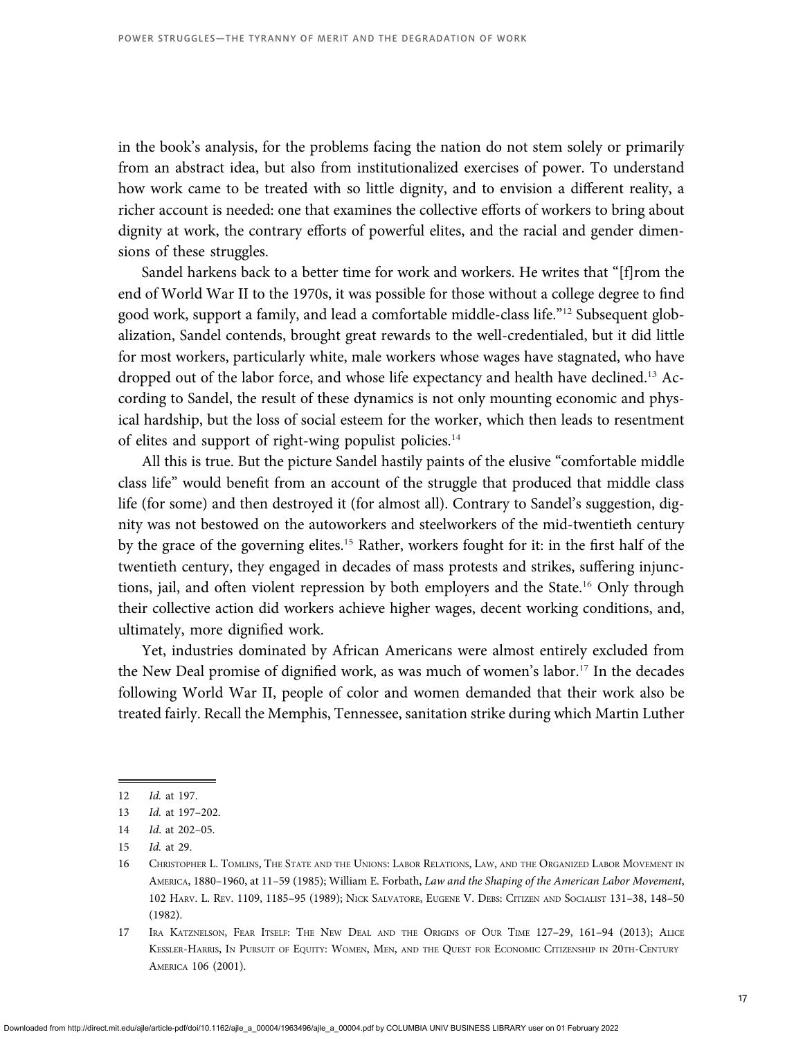in the book's analysis, for the problems facing the nation do not stem solely or primarily from an abstract idea, but also from institutionalized exercises of power. To understand how work came to be treated with so little dignity, and to envision a different reality, a richer account is needed: one that examines the collective efforts of workers to bring about dignity at work, the contrary efforts of powerful elites, and the racial and gender dimensions of these struggles.

Sandel harkens back to a better time for work and workers. He writes that "[f]rom the end of World War II to the 1970s, it was possible for those without a college degree to find good work, support a family, and lead a comfortable middle-class life."[12] Subsequent globalization, Sandel contends, brought great rewards to the well-credentialed, but it did little for most workers, particularly white, male workers whose wages have stagnated, who have dropped out of the labor force, and whose life expectancy and health have declined.[13] According to Sandel, the result of these dynamics is not only mounting economic and physical hardship, but the loss of social esteem for the worker, which then leads to resentment of elites and support of right-wing populist policies.[14]

All this is true. But the picture Sandel hastily paints of the elusive "comfortable middle class life" would benefit from an account of the struggle that produced that middle class life (for some) and then destroyed it (for almost all). Contrary to Sandel's suggestion, dignity was not bestowed on the autoworkers and steelworkers of the mid-twentieth century by the grace of the governing elites.[15] Rather, workers fought for it: in the first half of the twentieth century, they engaged in decades of mass protests and strikes, suffering injunctions, jail, and often violent repression by both employers and the State.[16] Only through their collective action did workers achieve higher wages, decent working conditions, and, ultimately, more dignified work.

Yet, industries dominated by African Americans were almost entirely excluded from the New Deal promise of dignified work, as was much of women's labor.[17] In the decades following World War II, people of color and women demanded that their work also be treated fairly. Recall the Memphis, Tennessee, sanitation strike during which Martin Luther

---

12 *Id.* at 197.

13 *Id.* at 197–202.

14 *Id.* at 202–05.

15 *Id.* at 29.

16 Christopher L. Tomlins, The State and the Unions: Labor Relations, Law, and the Organized Labor Movement in America, 1880–1960, at 11–59 (1985); William E. Forbath, *Law and the Shaping of the American Labor Movement*, 102 Harv. L. Rev. 1109, 1185–95 (1989); Nick Salvatore, Eugene V. Debs: Citizen and Socialist 131–38, 148–50 (1982).

17 Ira Katznelson, Fear Itself: The New Deal and the Origins of Our Time 127–29, 161–94 (2013); Alice Kessler-Harris, In Pursuit of Equity: Women, Men, and the Quest for Economic Citizenship in 20th-Century America 106 (2001).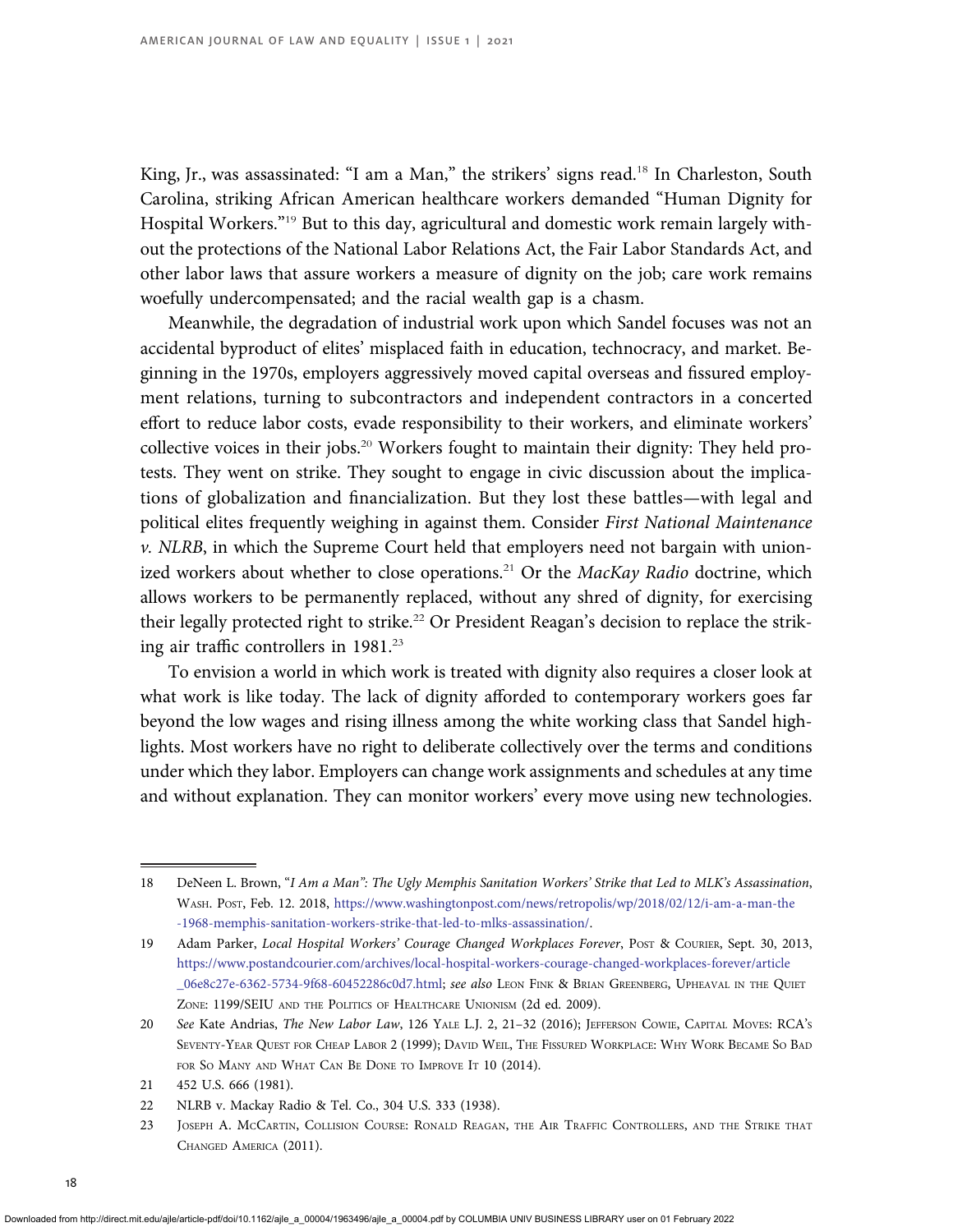King, Jr., was assassinated: "I am a Man," the strikers' signs read.[18] In Charleston, South Carolina, striking African American healthcare workers demanded "Human Dignity for Hospital Workers."[19] But to this day, agricultural and domestic work remain largely without the protections of the National Labor Relations Act, the Fair Labor Standards Act, and other labor laws that assure workers a measure of dignity on the job; care work remains woefully undercompensated; and the racial wealth gap is a chasm.

Meanwhile, the degradation of industrial work upon which Sandel focuses was not an accidental byproduct of elites' misplaced faith in education, technocracy, and market. Beginning in the 1970s, employers aggressively moved capital overseas and fissured employment relations, turning to subcontractors and independent contractors in a concerted effort to reduce labor costs, evade responsibility to their workers, and eliminate workers' collective voices in their jobs.[20] Workers fought to maintain their dignity: They held protests. They went on strike. They sought to engage in civic discussion about the implications of globalization and financialization. But they lost these battles—with legal and political elites frequently weighing in against them. Consider *First National Maintenance v. NLRB*, in which the Supreme Court held that employers need not bargain with unionized workers about whether to close operations.[21] Or the *MacKay Radio* doctrine, which allows workers to be permanently replaced, without any shred of dignity, for exercising their legally protected right to strike.[22] Or President Reagan's decision to replace the striking air traffic controllers in 1981.[23]

To envision a world in which work is treated with dignity also requires a closer look at what work is like today. The lack of dignity afforded to contemporary workers goes far beyond the low wages and rising illness among the white working class that Sandel highlights. Most workers have no right to deliberate collectively over the terms and conditions under which they labor. Employers can change work assignments and schedules at any time and without explanation. They can monitor workers' every move using new technologies.

---

18 DeNeen L. Brown, "*I Am a Man*"*: The Ugly Memphis Sanitation Workers' Strike that Led to MLK's Assassination*, Wash. Post, Feb. 12. 2018, https://www.washingtonpost.com/news/retropolis/wp/2018/02/12/i-am-a-man-the-1968-memphis-sanitation-workers-strike-that-led-to-mlks-assassination/.

19 Adam Parker, *Local Hospital Workers' Courage Changed Workplaces Forever*, Post & Courier, Sept. 30, 2013, https://www.postandcourier.com/archives/local-hospital-workers-courage-changed-workplaces-forever/article_06e8c27e-6362-5734-9f68-60452286c0d7.html; *see also* Leon Fink & Brian Greenberg, Upheaval in the Quiet Zone: 1199/SEIU and the Politics of Healthcare Unionism (2d ed. 2009).

20 *See* Kate Andrias, *The New Labor Law*, 126 Yale L.J. 2, 21–32 (2016); Jefferson Cowie, Capital Moves: RCA's Seventy-Year Quest for Cheap Labor 2 (1999); David Weil, The Fissured Workplace: Why Work Became So Bad for So Many and What Can Be Done to Improve It 10 (2014).

21 452 U.S. 666 (1981).

22 NLRB v. Mackay Radio & Tel. Co., 304 U.S. 333 (1938).

23 Joseph A. McCartin, Collision Course: Ronald Reagan, the Air Traffic Controllers, and the Strike that Changed America (2011).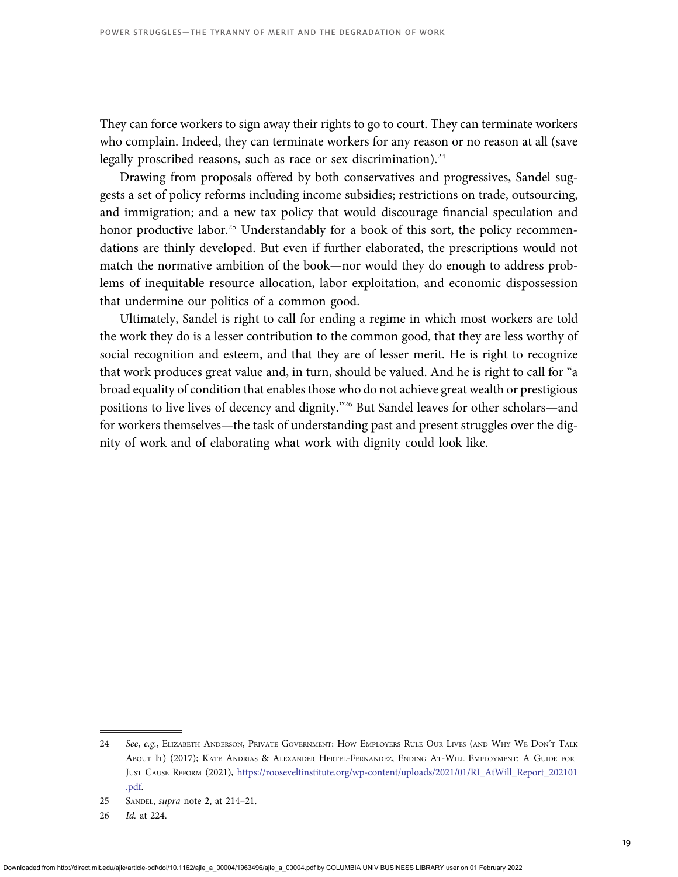They can force workers to sign away their rights to go to court. They can terminate workers who complain. Indeed, they can terminate workers for any reason or no reason at all (save legally proscribed reasons, such as race or sex discrimination).[24]

Drawing from proposals offered by both conservatives and progressives, Sandel suggests a set of policy reforms including income subsidies; restrictions on trade, outsourcing, and immigration; and a new tax policy that would discourage financial speculation and honor productive labor.[25] Understandably for a book of this sort, the policy recommendations are thinly developed. But even if further elaborated, the prescriptions would not match the normative ambition of the book—nor would they do enough to address problems of inequitable resource allocation, labor exploitation, and economic dispossession that undermine our politics of a common good.

Ultimately, Sandel is right to call for ending a regime in which most workers are told the work they do is a lesser contribution to the common good, that they are less worthy of social recognition and esteem, and that they are of lesser merit. He is right to recognize that work produces great value and, in turn, should be valued. And he is right to call for "a broad equality of condition that enables those who do not achieve great wealth or prestigious positions to live lives of decency and dignity."[26] But Sandel leaves for other scholars—and for workers themselves—the task of understanding past and present struggles over the dignity of work and of elaborating what work with dignity could look like.

---

24 *See, e.g.*, Elizabeth Anderson, Private Government: How Employers Rule Our Lives (and Why We Don't Talk About It) (2017); Kate Andrias & Alexander Hertel-Fernandez, Ending At-Will Employment: A Guide for Just Cause Reform (2021), https://rooseveltinstitute.org/wp-content/uploads/2021/01/RI_AtWill_Report_202101.pdf.

25 Sandel, *supra* note 2, at 214–21.

26 *Id.* at 224.